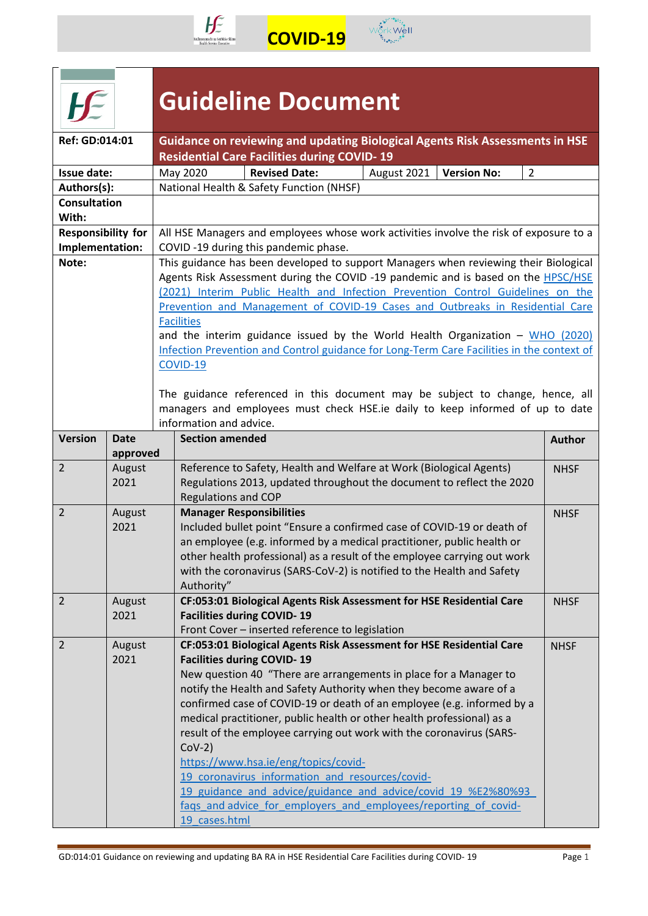COVID-19

# Guideline Document

| | |
|---|---|
| **Ref: GD:014:01** | **Guidance on reviewing and updating Biological Agents Risk Assessments in HSE Residential Care Facilities during COVID- 19** |
| **Issue date:** | May 2020 — **Revised Date:** August 2021 — **Version No:** 2 |
| **Authors(s):** | National Health & Safety Function (NHSF) |
| **Consultation With:** | |
| **Responsibility for Implementation:** | All HSE Managers and employees whose work activities involve the risk of exposure to a COVID -19 during this pandemic phase. |
| **Note:** | This guidance has been developed to support Managers when reviewing their Biological Agents Risk Assessment during the COVID -19 pandemic and is based on the HPSC/HSE (2021) Interim Public Health and Infection Prevention Control Guidelines on the Prevention and Management of COVID-19 Cases and Outbreaks in Residential Care Facilities and the interim guidance issued by the World Health Organization – WHO (2020) Infection Prevention and Control guidance for Long-Term Care Facilities in the context of COVID-19<br><br>The guidance referenced in this document may be subject to change, hence, all managers and employees must check HSE.ie daily to keep informed of up to date information and advice. |

| Version | Date approved | Section amended | Author |
|---|---|---|---|
| 2 | August 2021 | Reference to Safety, Health and Welfare at Work (Biological Agents) Regulations 2013, updated throughout the document to reflect the 2020 Regulations and COP | NHSF |
| 2 | August 2021 | **Manager Responsibilities**<br>Included bullet point "Ensure a confirmed case of COVID-19 or death of an employee (e.g. informed by a medical practitioner, public health or other health professional) as a result of the employee carrying out work with the coronavirus (SARS-CoV-2) is notified to the Health and Safety Authority" | NHSF |
| 2 | August 2021 | **CF:053:01 Biological Agents Risk Assessment for HSE Residential Care Facilities during COVID- 19**<br>Front Cover – inserted reference to legislation | NHSF |
| 2 | August 2021 | **CF:053:01 Biological Agents Risk Assessment for HSE Residential Care Facilities during COVID- 19**<br>New question 40 "There are arrangements in place for a Manager to notify the Health and Safety Authority when they become aware of a confirmed case of COVID-19 or death of an employee (e.g. informed by a medical practitioner, public health or other health professional) as a result of the employee carrying out work with the coronavirus (SARS-CoV-2)<br>https://www.hsa.ie/eng/topics/covid-19_coronavirus_information_and_resources/covid-19_guidance_and_advice/guidance_and_advice/covid_19_%E2%80%93_faqs_and_advice_for_employers_and_employees/reporting_of_covid-19_cases.html | NHSF |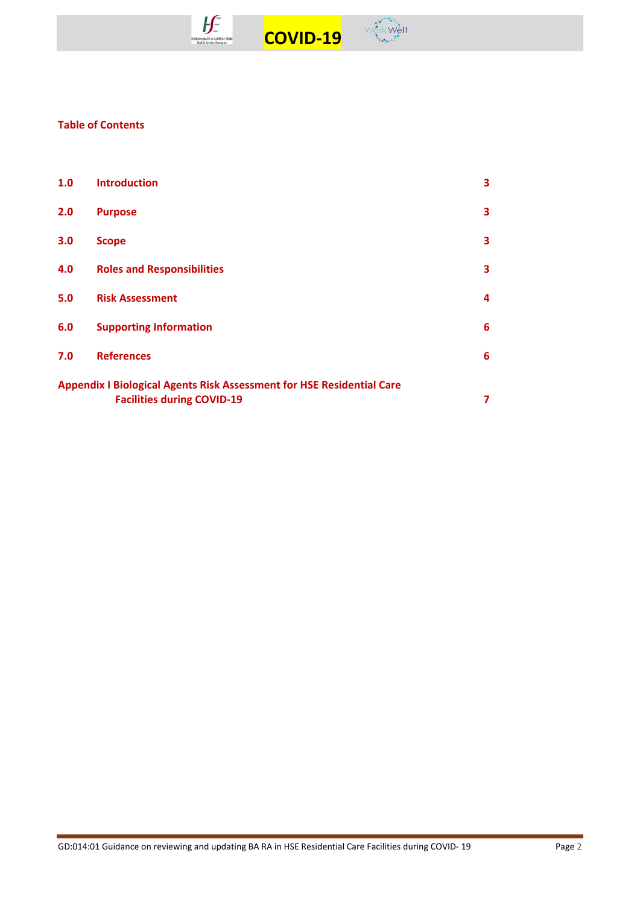**Table of Contents**

| | | |
|---|---|---|
| **1.0** | **Introduction** | **3** |
| **2.0** | **Purpose** | **3** |
| **3.0** | **Scope** | **3** |
| **4.0** | **Roles and Responsibilities** | **3** |
| **5.0** | **Risk Assessment** | **4** |
| **6.0** | **Supporting Information** | **6** |
| **7.0** | **References** | **6** |
| **Appendix I** | **Biological Agents Risk Assessment for HSE Residential Care Facilities during COVID-19** | **7** |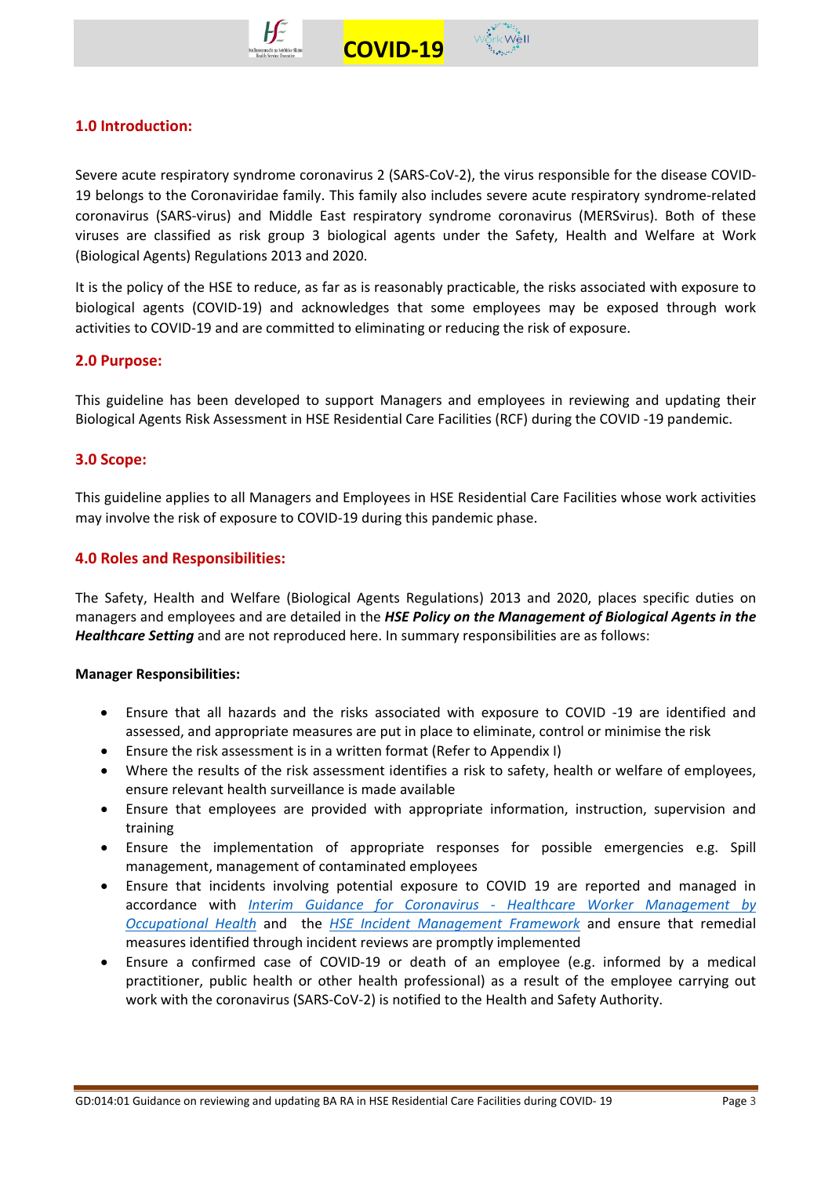## 1.0 Introduction:

Severe acute respiratory syndrome coronavirus 2 (SARS-CoV-2), the virus responsible for the disease COVID-19 belongs to the Coronaviridae family. This family also includes severe acute respiratory syndrome-related coronavirus (SARS-virus) and Middle East respiratory syndrome coronavirus (MERSvirus). Both of these viruses are classified as risk group 3 biological agents under the Safety, Health and Welfare at Work (Biological Agents) Regulations 2013 and 2020.

It is the policy of the HSE to reduce, as far as is reasonably practicable, the risks associated with exposure to biological agents (COVID-19) and acknowledges that some employees may be exposed through work activities to COVID-19 and are committed to eliminating or reducing the risk of exposure.

## 2.0 Purpose:

This guideline has been developed to support Managers and employees in reviewing and updating their Biological Agents Risk Assessment in HSE Residential Care Facilities (RCF) during the COVID -19 pandemic.

## 3.0 Scope:

This guideline applies to all Managers and Employees in HSE Residential Care Facilities whose work activities may involve the risk of exposure to COVID-19 during this pandemic phase.

## 4.0 Roles and Responsibilities:

The Safety, Health and Welfare (Biological Agents Regulations) 2013 and 2020, places specific duties on managers and employees and are detailed in the ***HSE Policy on the Management of Biological Agents in the Healthcare Setting*** and are not reproduced here. In summary responsibilities are as follows:

**Manager Responsibilities:**

- Ensure that all hazards and the risks associated with exposure to COVID -19 are identified and assessed, and appropriate measures are put in place to eliminate, control or minimise the risk
- Ensure the risk assessment is in a written format (Refer to Appendix I)
- Where the results of the risk assessment identifies a risk to safety, health or welfare of employees, ensure relevant health surveillance is made available
- Ensure that employees are provided with appropriate information, instruction, supervision and training
- Ensure the implementation of appropriate responses for possible emergencies e.g. Spill management, management of contaminated employees
- Ensure that incidents involving potential exposure to COVID 19 are reported and managed in accordance with *Interim Guidance for Coronavirus - Healthcare Worker Management by Occupational Health* and the *HSE Incident Management Framework* and ensure that remedial measures identified through incident reviews are promptly implemented
- Ensure a confirmed case of COVID-19 or death of an employee (e.g. informed by a medical practitioner, public health or other health professional) as a result of the employee carrying out work with the coronavirus (SARS-CoV-2) is notified to the Health and Safety Authority.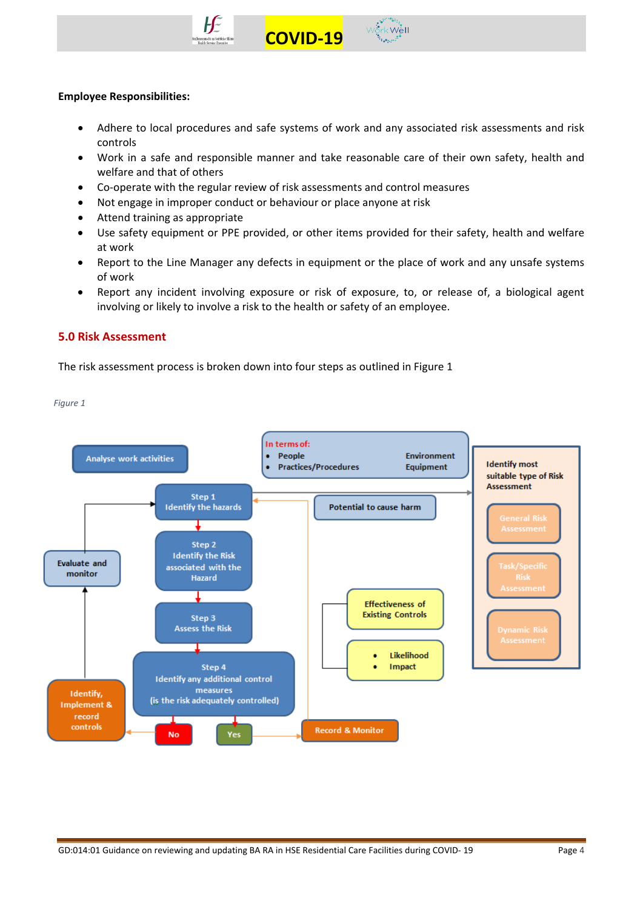**Employee Responsibilities:**

- Adhere to local procedures and safe systems of work and any associated risk assessments and risk controls
- Work in a safe and responsible manner and take reasonable care of their own safety, health and welfare and that of others
- Co-operate with the regular review of risk assessments and control measures
- Not engage in improper conduct or behaviour or place anyone at risk
- Attend training as appropriate
- Use safety equipment or PPE provided, or other items provided for their safety, health and welfare at work
- Report to the Line Manager any defects in equipment or the place of work and any unsafe systems of work
- Report any incident involving exposure or risk of exposure, to, or release of, a biological agent involving or likely to involve a risk to the health or safety of an employee.

## 5.0 Risk Assessment

The risk assessment process is broken down into four steps as outlined in Figure 1

*Figure 1*

Analyse work activities

In terms of:
- People
- Practices/Procedures

Environment
Equipment

Identify most suitable type of Risk Assessment
- General Risk Assessment
- Task/Specific Risk Assessment
- Dynamic Risk Assessment

Step 1
Identify the hazards

Potential to cause harm

Evaluate and monitor

Step 2
Identify the Risk associated with the Hazard

Step 3
Assess the Risk

Effectiveness of Existing Controls

- Likelihood
- Impact

Step 4
Identify any additional control measures
(is the risk adequately controlled)

Identify, Implement & record controls

No

Yes

Record & Monitor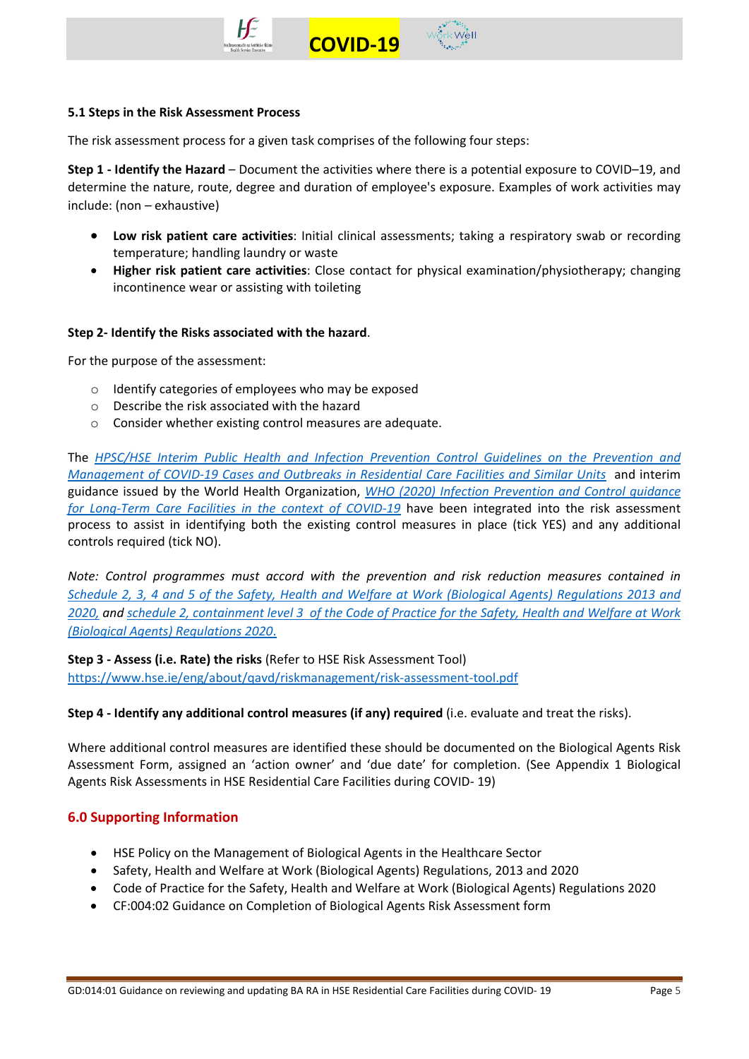### 5.1 Steps in the Risk Assessment Process

The risk assessment process for a given task comprises of the following four steps:

**Step 1 - Identify the Hazard** – Document the activities where there is a potential exposure to COVID–19, and determine the nature, route, degree and duration of employee's exposure. Examples of work activities may include: (non – exhaustive)

- **Low risk patient care activities**: Initial clinical assessments; taking a respiratory swab or recording temperature; handling laundry or waste
- **Higher risk patient care activities**: Close contact for physical examination/physiotherapy; changing incontinence wear or assisting with toileting

**Step 2- Identify the Risks associated with the hazard**.

For the purpose of the assessment:

- Identify categories of employees who may be exposed
- Describe the risk associated with the hazard
- Consider whether existing control measures are adequate.

The *HPSC/HSE Interim Public Health and Infection Prevention Control Guidelines on the Prevention and Management of COVID-19 Cases and Outbreaks in Residential Care Facilities and Similar Units* and interim guidance issued by the World Health Organization, *WHO (2020) Infection Prevention and Control guidance for Long-Term Care Facilities in the context of COVID-19* have been integrated into the risk assessment process to assist in identifying both the existing control measures in place (tick YES) and any additional controls required (tick NO).

*Note: Control programmes must accord with the prevention and risk reduction measures contained in Schedule 2, 3, 4 and 5 of the Safety, Health and Welfare at Work (Biological Agents) Regulations 2013 and 2020, and schedule 2, containment level 3 of the Code of Practice for the Safety, Health and Welfare at Work (Biological Agents) Regulations 2020.*

**Step 3 - Assess (i.e. Rate) the risks** (Refer to HSE Risk Assessment Tool) https://www.hse.ie/eng/about/qavd/riskmanagement/risk-assessment-tool.pdf

**Step 4 - Identify any additional control measures (if any) required** (i.e. evaluate and treat the risks).

Where additional control measures are identified these should be documented on the Biological Agents Risk Assessment Form, assigned an 'action owner' and 'due date' for completion. (See Appendix 1 Biological Agents Risk Assessments in HSE Residential Care Facilities during COVID- 19)

## 6.0 Supporting Information

- HSE Policy on the Management of Biological Agents in the Healthcare Sector
- Safety, Health and Welfare at Work (Biological Agents) Regulations, 2013 and 2020
- Code of Practice for the Safety, Health and Welfare at Work (Biological Agents) Regulations 2020
- CF:004:02 Guidance on Completion of Biological Agents Risk Assessment form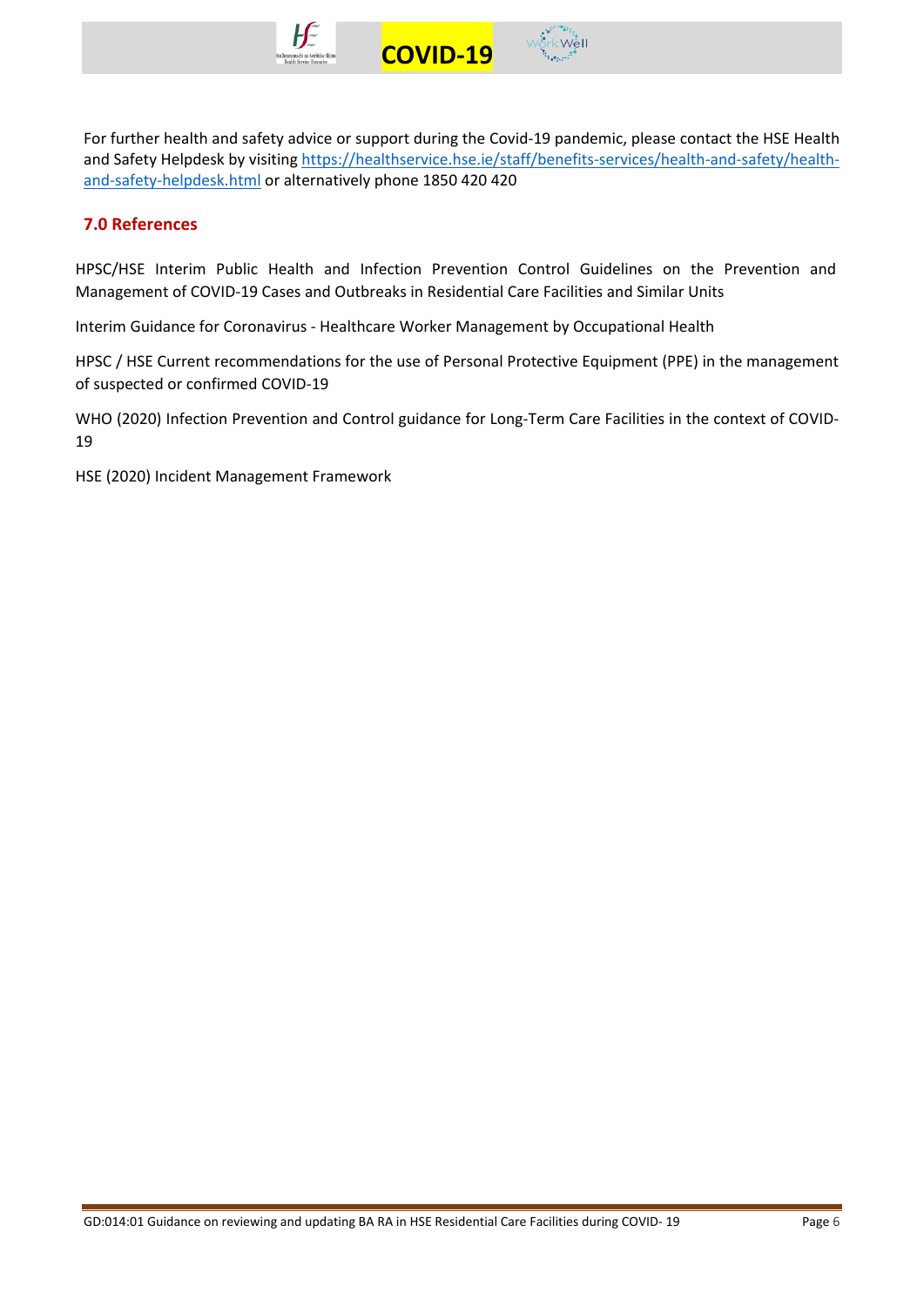For further health and safety advice or support during the Covid-19 pandemic, please contact the HSE Health and Safety Helpdesk by visiting [https://healthservice.hse.ie/staff/benefits-services/health-and-safety/health-and-safety-helpdesk.html](https://healthservice.hse.ie/staff/benefits-services/health-and-safety/health-and-safety-helpdesk.html) or alternatively phone 1850 420 420

## 7.0 References

HPSC/HSE Interim Public Health and Infection Prevention Control Guidelines on the Prevention and Management of COVID-19 Cases and Outbreaks in Residential Care Facilities and Similar Units

Interim Guidance for Coronavirus - Healthcare Worker Management by Occupational Health

HPSC / HSE Current recommendations for the use of Personal Protective Equipment (PPE) in the management of suspected or confirmed COVID-19

WHO (2020) Infection Prevention and Control guidance for Long-Term Care Facilities in the context of COVID-19

HSE (2020) Incident Management Framework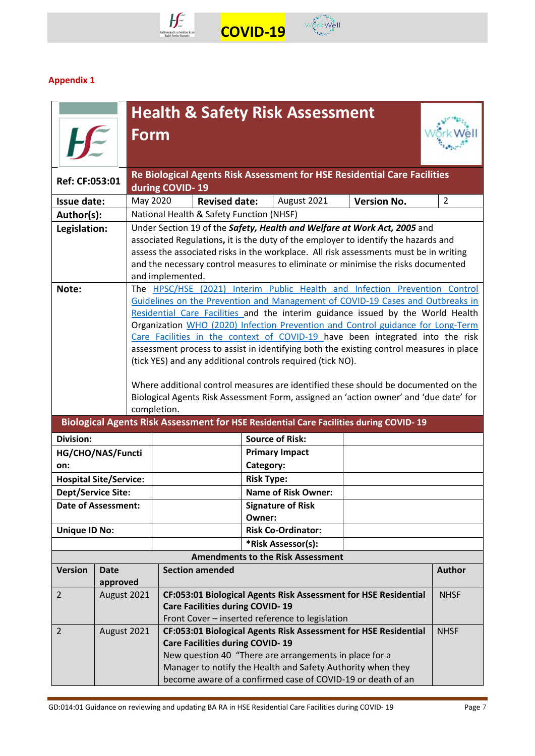**Appendix 1**

## Health & Safety Risk Assessment Form

| Ref: CF:053:01 | Re Biological Agents Risk Assessment for HSE Residential Care Facilities during COVID- 19 | | | | |
|---|---|---|---|---|---|
| **Issue date:** | May 2020 | **Revised date:** | August 2021 | **Version No.** | 2 |
| **Author(s):** | National Health & Safety Function (NHSF) | | | | |
| **Legislation:** | Under Section 19 of the ***Safety, Health and Welfare at Work Act, 2005*** and associated Regulations**,** it is the duty of the employer to identify the hazards and assess the associated risks in the workplace. All risk assessments must be in writing and the necessary control measures to eliminate or minimise the risks documented and implemented. | | | | |
| **Note:** | The HPSC/HSE (2021) Interim Public Health and Infection Prevention Control Guidelines on the Prevention and Management of COVID-19 Cases and Outbreaks in Residential Care Facilities and the interim guidance issued by the World Health Organization WHO (2020) Infection Prevention and Control guidance for Long-Term Care Facilities in the context of COVID-19 have been integrated into the risk assessment process to assist in identifying both the existing control measures in place (tick YES) and any additional controls required (tick NO).<br><br>Where additional control measures are identified these should be documented on the Biological Agents Risk Assessment Form, assigned an 'action owner' and 'due date' for completion. | | | | |

**Biological Agents Risk Assessment for HSE Residential Care Facilities during COVID- 19**

| | | | |
|---|---|---|---|
| **Division:** | | **Source of Risk:** | |
| **HG/CHO/NAS/Function:** | | **Primary Impact Category:** | |
| **Hospital Site/Service:** | | **Risk Type:** | |
| **Dept/Service Site:** | | **Name of Risk Owner:** | |
| **Date of Assessment:** | | **Signature of Risk Owner:** | |
| **Unique ID No:** | | **Risk Co-Ordinator:** | |
| | | ***Risk Assessor(s):** | |

**Amendments to the Risk Assessment**

| Version | Date approved | Section amended | Author |
|---|---|---|---|
| 2 | August 2021 | **CF:053:01 Biological Agents Risk Assessment for HSE Residential Care Facilities during COVID- 19**<br>Front Cover – inserted reference to legislation | NHSF |
| 2 | August 2021 | **CF:053:01 Biological Agents Risk Assessment for HSE Residential Care Facilities during COVID- 19**<br>New question 40 "There are arrangements in place for a Manager to notify the Health and Safety Authority when they become aware of a confirmed case of COVID-19 or death of an | NHSF |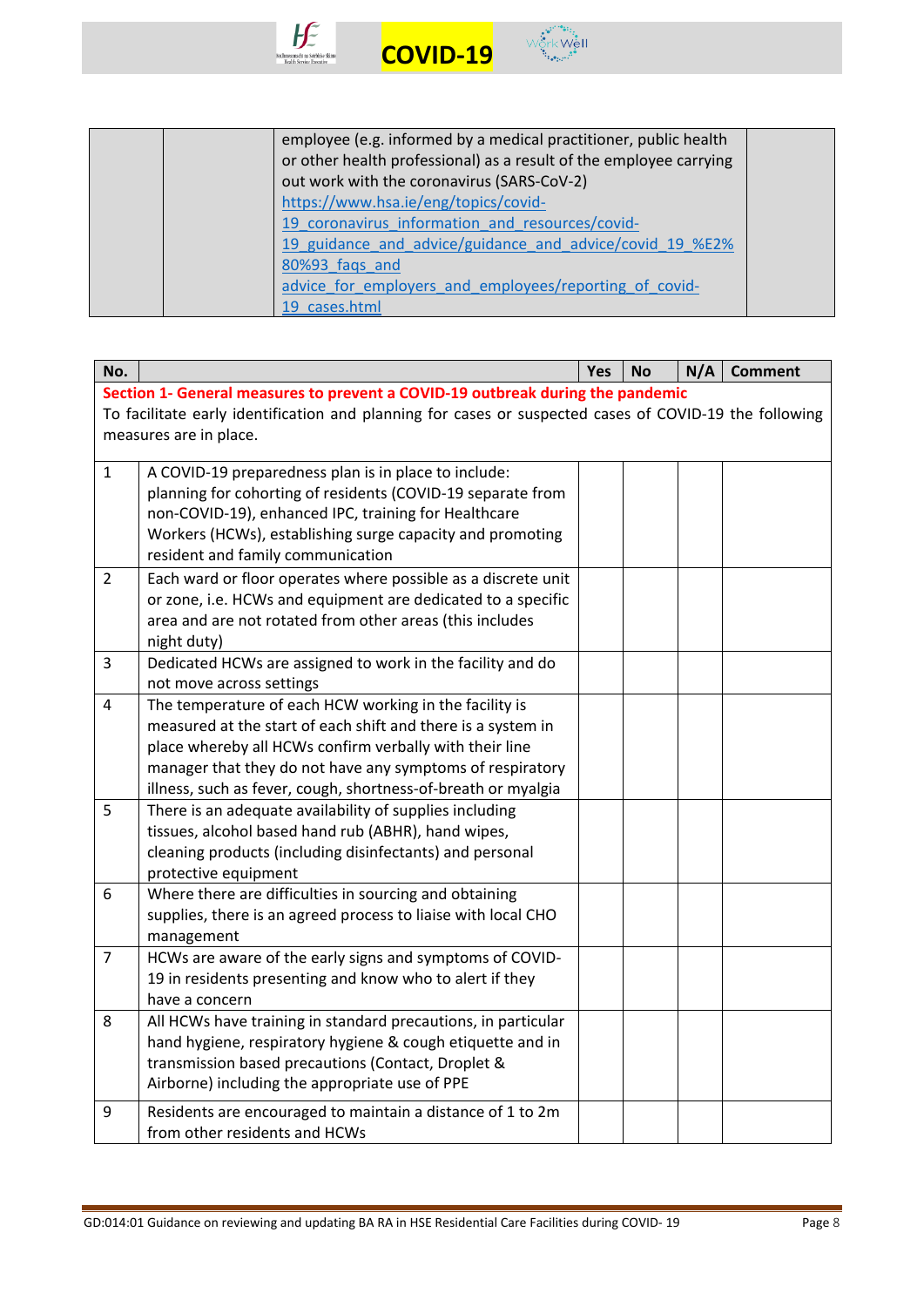| | | employee (e.g. informed by a medical practitioner, public health or other health professional) as a result of the employee carrying out work with the coronavirus (SARS-CoV-2) https://www.hsa.ie/eng/topics/covid-19_coronavirus_information_and_resources/covid-19_guidance_and_advice/guidance_and_advice/covid_19_%E2%80%93_faqs_and advice_for_employers_and_employees/reporting_of_covid-19_cases.html | |
|---|---|---|---|

| No. | | Yes | No | N/A | Comment |
|---|---|---|---|---|---|
| **Section 1- General measures to prevent a COVID-19 outbreak during the pandemic** To facilitate early identification and planning for cases or suspected cases of COVID-19 the following measures are in place. | | | | | |
| 1 | A COVID-19 preparedness plan is in place to include: planning for cohorting of residents (COVID-19 separate from non-COVID-19), enhanced IPC, training for Healthcare Workers (HCWs), establishing surge capacity and promoting resident and family communication | | | | |
| 2 | Each ward or floor operates where possible as a discrete unit or zone, i.e. HCWs and equipment are dedicated to a specific area and are not rotated from other areas (this includes night duty) | | | | |
| 3 | Dedicated HCWs are assigned to work in the facility and do not move across settings | | | | |
| 4 | The temperature of each HCW working in the facility is measured at the start of each shift and there is a system in place whereby all HCWs confirm verbally with their line manager that they do not have any symptoms of respiratory illness, such as fever, cough, shortness-of-breath or myalgia | | | | |
| 5 | There is an adequate availability of supplies including tissues, alcohol based hand rub (ABHR), hand wipes, cleaning products (including disinfectants) and personal protective equipment | | | | |
| 6 | Where there are difficulties in sourcing and obtaining supplies, there is an agreed process to liaise with local CHO management | | | | |
| 7 | HCWs are aware of the early signs and symptoms of COVID-19 in residents presenting and know who to alert if they have a concern | | | | |
| 8 | All HCWs have training in standard precautions, in particular hand hygiene, respiratory hygiene & cough etiquette and in transmission based precautions (Contact, Droplet & Airborne) including the appropriate use of PPE | | | | |
| 9 | Residents are encouraged to maintain a distance of 1 to 2m from other residents and HCWs | | | | |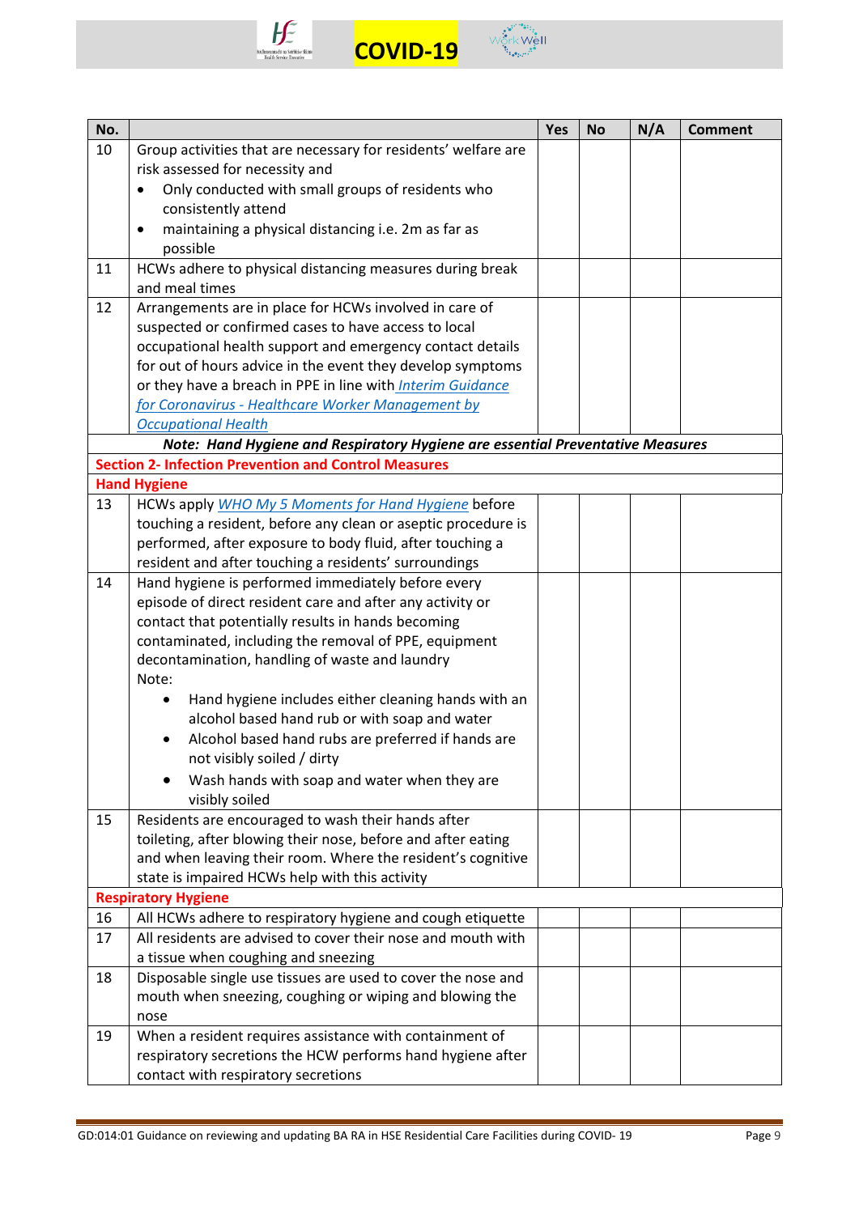| No. | | Yes | No | N/A | Comment |
|---|---|---|---|---|---|
| 10 | Group activities that are necessary for residents' welfare are risk assessed for necessity and<br>• Only conducted with small groups of residents who consistently attend<br>• maintaining a physical distancing i.e. 2m as far as possible | | | | |
| 11 | HCWs adhere to physical distancing measures during break and meal times | | | | |
| 12 | Arrangements are in place for HCWs involved in care of suspected or confirmed cases to have access to local occupational health support and emergency contact details for out of hours advice in the event they develop symptoms or they have a breach in PPE in line with *Interim Guidance for Coronavirus - Healthcare Worker Management by Occupational Health* | | | | |
| ***Note: Hand Hygiene and Respiratory Hygiene are essential Preventative Measures*** | | | | | |
| **Section 2- Infection Prevention and Control Measures** | | | | | |
| **Hand Hygiene** | | | | | |
| 13 | HCWs apply *WHO My 5 Moments for Hand Hygiene* before touching a resident, before any clean or aseptic procedure is performed, after exposure to body fluid, after touching a resident and after touching a residents' surroundings | | | | |
| 14 | Hand hygiene is performed immediately before every episode of direct resident care and after any activity or contact that potentially results in hands becoming contaminated, including the removal of PPE, equipment decontamination, handling of waste and laundry<br>Note:<br>• Hand hygiene includes either cleaning hands with an alcohol based hand rub or with soap and water<br>• Alcohol based hand rubs are preferred if hands are not visibly soiled / dirty<br>• Wash hands with soap and water when they are visibly soiled | | | | |
| 15 | Residents are encouraged to wash their hands after toileting, after blowing their nose, before and after eating and when leaving their room. Where the resident's cognitive state is impaired HCWs help with this activity | | | | |
| **Respiratory Hygiene** | | | | | |
| 16 | All HCWs adhere to respiratory hygiene and cough etiquette | | | | |
| 17 | All residents are advised to cover their nose and mouth with a tissue when coughing and sneezing | | | | |
| 18 | Disposable single use tissues are used to cover the nose and mouth when sneezing, coughing or wiping and blowing the nose | | | | |
| 19 | When a resident requires assistance with containment of respiratory secretions the HCW performs hand hygiene after contact with respiratory secretions | | | | |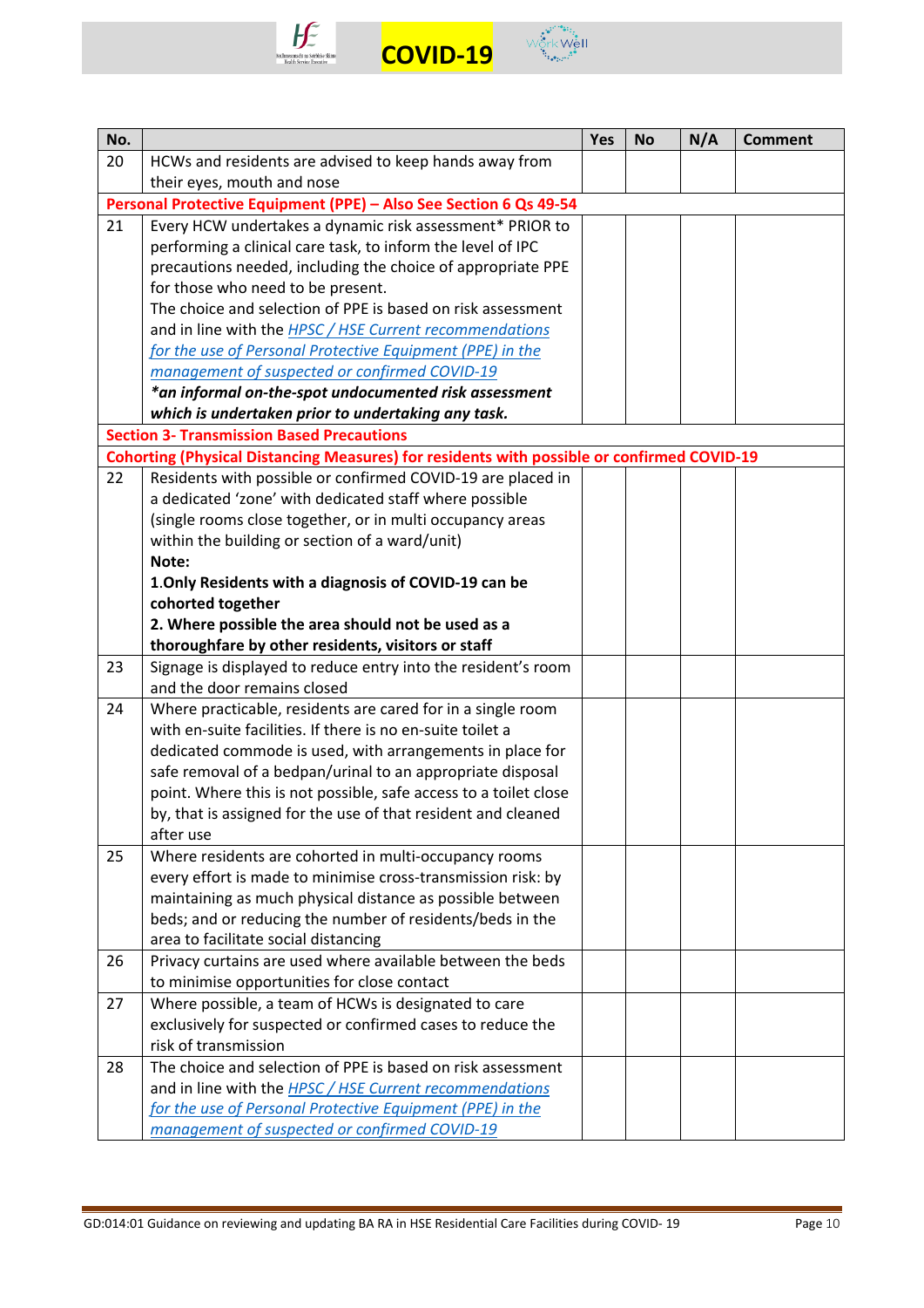| No. | | Yes | No | N/A | Comment |
|---|---|---|---|---|---|
| 20 | HCWs and residents are advised to keep hands away from their eyes, mouth and nose | | | | |
| **Personal Protective Equipment (PPE) – Also See Section 6 Qs 49-54** | | | | | |
| 21 | Every HCW undertakes a dynamic risk assessment* PRIOR to performing a clinical care task, to inform the level of IPC precautions needed, including the choice of appropriate PPE for those who need to be present. The choice and selection of PPE is based on risk assessment and in line with the *HPSC / HSE Current recommendations for the use of Personal Protective Equipment (PPE) in the management of suspected or confirmed COVID-19* ***\*an informal on-the-spot undocumented risk assessment which is undertaken prior to undertaking any task.*** | | | | |
| **Section 3- Transmission Based Precautions** | | | | | |
| **Cohorting (Physical Distancing Measures) for residents with possible or confirmed COVID-19** | | | | | |
| 22 | Residents with possible or confirmed COVID-19 are placed in a dedicated 'zone' with dedicated staff where possible (single rooms close together, or in multi occupancy areas within the building or section of a ward/unit) **Note:** **1.Only Residents with a diagnosis of COVID-19 can be cohorted together** **2. Where possible the area should not be used as a thoroughfare by other residents, visitors or staff** | | | | |
| 23 | Signage is displayed to reduce entry into the resident's room and the door remains closed | | | | |
| 24 | Where practicable, residents are cared for in a single room with en-suite facilities. If there is no en-suite toilet a dedicated commode is used, with arrangements in place for safe removal of a bedpan/urinal to an appropriate disposal point. Where this is not possible, safe access to a toilet close by, that is assigned for the use of that resident and cleaned after use | | | | |
| 25 | Where residents are cohorted in multi-occupancy rooms every effort is made to minimise cross-transmission risk: by maintaining as much physical distance as possible between beds; and or reducing the number of residents/beds in the area to facilitate social distancing | | | | |
| 26 | Privacy curtains are used where available between the beds to minimise opportunities for close contact | | | | |
| 27 | Where possible, a team of HCWs is designated to care exclusively for suspected or confirmed cases to reduce the risk of transmission | | | | |
| 28 | The choice and selection of PPE is based on risk assessment and in line with the *HPSC / HSE Current recommendations for the use of Personal Protective Equipment (PPE) in the management of suspected or confirmed COVID-19* | | | | |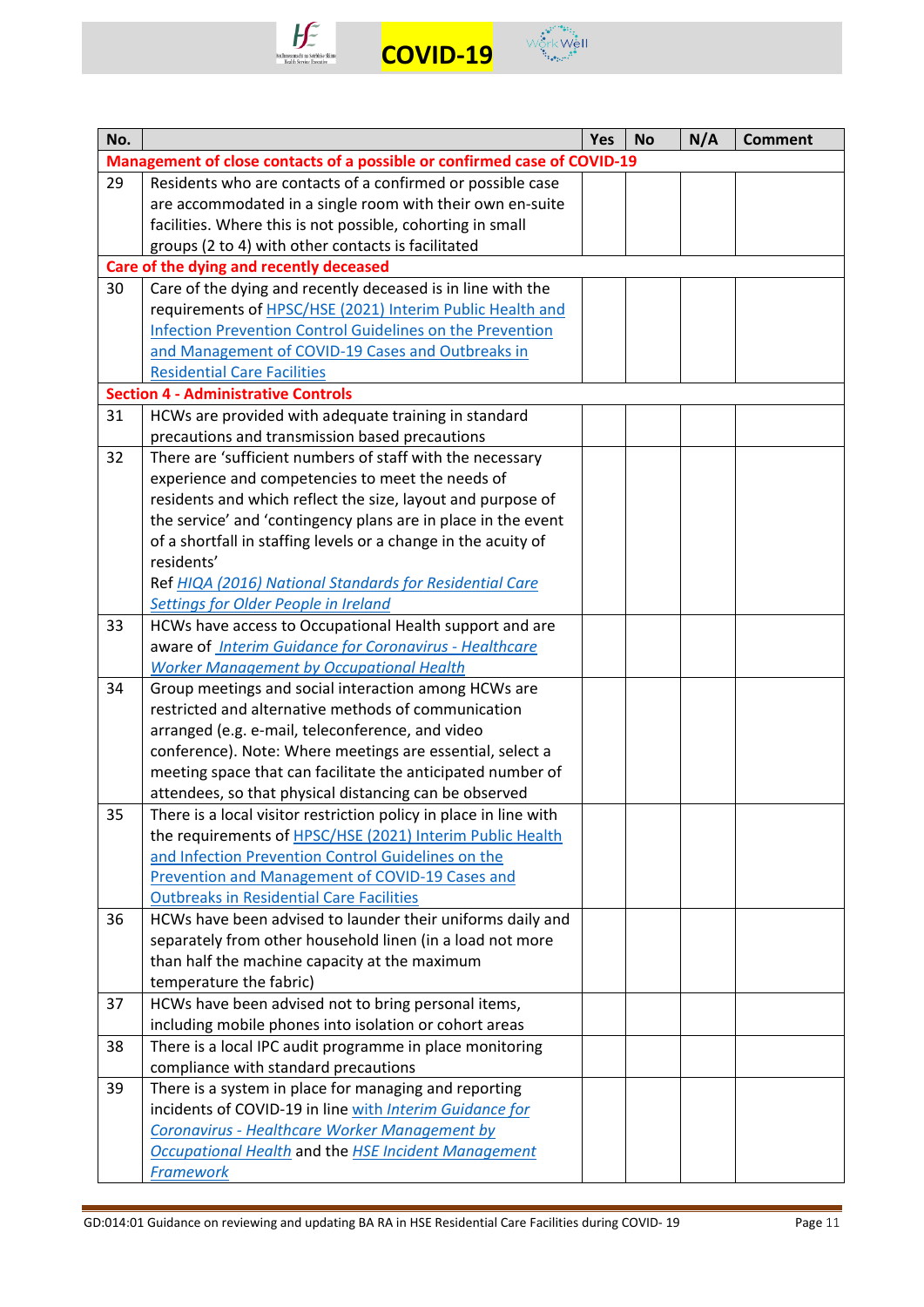| No. | | Yes | No | N/A | Comment |
|---|---|---|---|---|---|
| **Management of close contacts of a possible or confirmed case of COVID-19** | | | | | |
| 29 | Residents who are contacts of a confirmed or possible case are accommodated in a single room with their own en-suite facilities. Where this is not possible, cohorting in small groups (2 to 4) with other contacts is facilitated | | | | |
| **Care of the dying and recently deceased** | | | | | |
| 30 | Care of the dying and recently deceased is in line with the requirements of HPSC/HSE (2021) Interim Public Health and Infection Prevention Control Guidelines on the Prevention and Management of COVID-19 Cases and Outbreaks in Residential Care Facilities | | | | |
| **Section 4 - Administrative Controls** | | | | | |
| 31 | HCWs are provided with adequate training in standard precautions and transmission based precautions | | | | |
| 32 | There are 'sufficient numbers of staff with the necessary experience and competencies to meet the needs of residents and which reflect the size, layout and purpose of the service' and 'contingency plans are in place in the event of a shortfall in staffing levels or a change in the acuity of residents'<br>Ref *HIQA (2016) National Standards for Residential Care Settings for Older People in Ireland* | | | | |
| 33 | HCWs have access to Occupational Health support and are aware of *Interim Guidance for Coronavirus - Healthcare Worker Management by Occupational Health* | | | | |
| 34 | Group meetings and social interaction among HCWs are restricted and alternative methods of communication arranged (e.g. e-mail, teleconference, and video conference). Note: Where meetings are essential, select a meeting space that can facilitate the anticipated number of attendees, so that physical distancing can be observed | | | | |
| 35 | There is a local visitor restriction policy in place in line with the requirements of HPSC/HSE (2021) Interim Public Health and Infection Prevention Control Guidelines on the Prevention and Management of COVID-19 Cases and Outbreaks in Residential Care Facilities | | | | |
| 36 | HCWs have been advised to launder their uniforms daily and separately from other household linen (in a load not more than half the machine capacity at the maximum temperature the fabric) | | | | |
| 37 | HCWs have been advised not to bring personal items, including mobile phones into isolation or cohort areas | | | | |
| 38 | There is a local IPC audit programme in place monitoring compliance with standard precautions | | | | |
| 39 | There is a system in place for managing and reporting incidents of COVID-19 in line with *Interim Guidance for Coronavirus - Healthcare Worker Management by Occupational Health* and the *HSE Incident Management Framework* | | | | |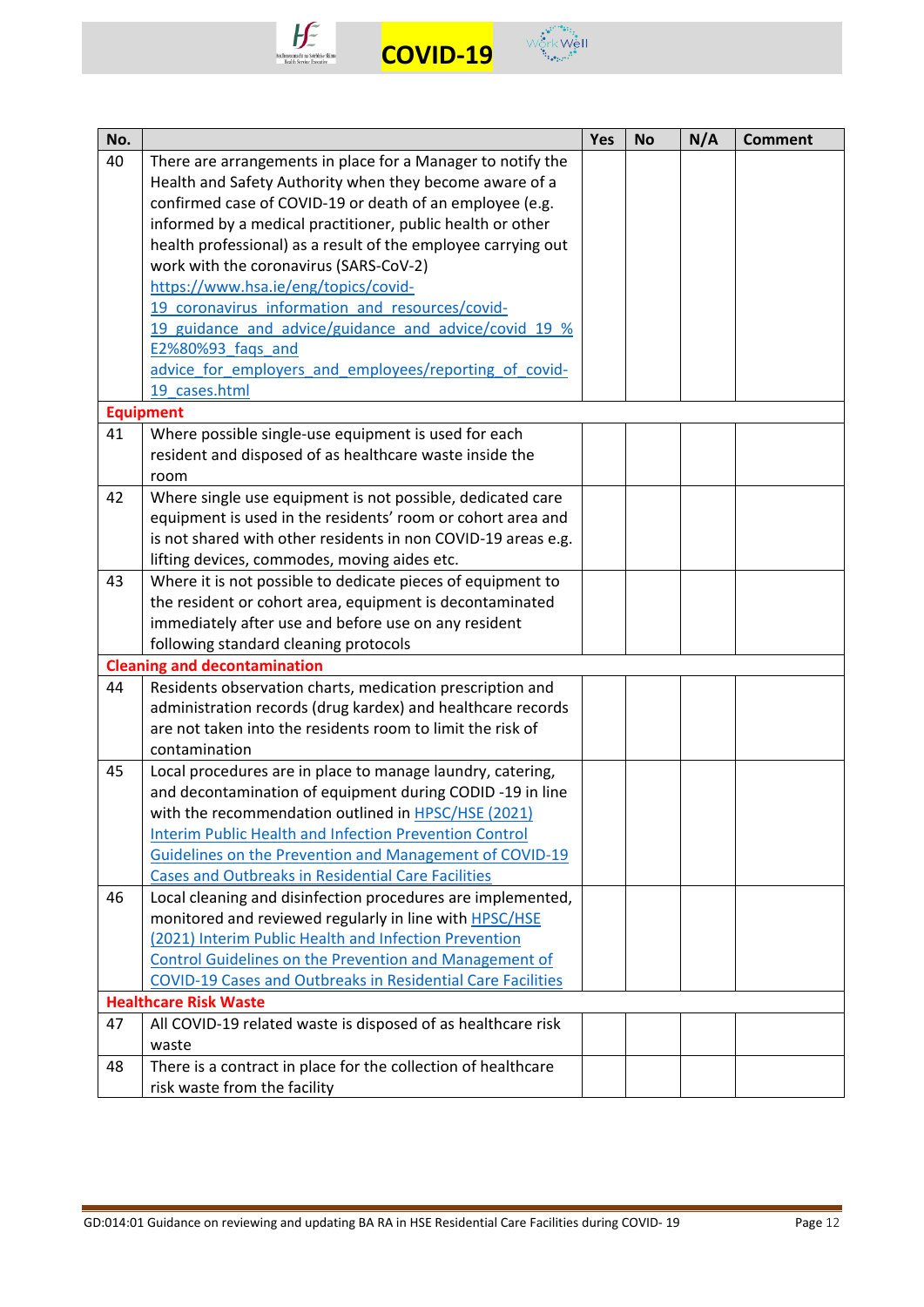| No. | | Yes | No | N/A | Comment |
|---|---|---|---|---|---|
| 40 | There are arrangements in place for a Manager to notify the Health and Safety Authority when they become aware of a confirmed case of COVID-19 or death of an employee (e.g. informed by a medical practitioner, public health or other health professional) as a result of the employee carrying out work with the coronavirus (SARS-CoV-2) https://www.hsa.ie/eng/topics/covid-19_coronavirus_information_and_resources/covid-19_guidance_and_advice/guidance_and_advice/covid_19_%E2%80%93_faqs_and_advice_for_employers_and_employees/reporting_of_covid-19_cases.html | | | | |
| **Equipment** | | | | | |
| 41 | Where possible single-use equipment is used for each resident and disposed of as healthcare waste inside the room | | | | |
| 42 | Where single use equipment is not possible, dedicated care equipment is used in the residents' room or cohort area and is not shared with other residents in non COVID-19 areas e.g. lifting devices, commodes, moving aides etc. | | | | |
| 43 | Where it is not possible to dedicate pieces of equipment to the resident or cohort area, equipment is decontaminated immediately after use and before use on any resident following standard cleaning protocols | | | | |
| **Cleaning and decontamination** | | | | | |
| 44 | Residents observation charts, medication prescription and administration records (drug kardex) and healthcare records are not taken into the residents room to limit the risk of contamination | | | | |
| 45 | Local procedures are in place to manage laundry, catering, and decontamination of equipment during CODID -19 in line with the recommendation outlined in HPSC/HSE (2021) Interim Public Health and Infection Prevention Control Guidelines on the Prevention and Management of COVID-19 Cases and Outbreaks in Residential Care Facilities | | | | |
| 46 | Local cleaning and disinfection procedures are implemented, monitored and reviewed regularly in line with HPSC/HSE (2021) Interim Public Health and Infection Prevention Control Guidelines on the Prevention and Management of COVID-19 Cases and Outbreaks in Residential Care Facilities | | | | |
| **Healthcare Risk Waste** | | | | | |
| 47 | All COVID-19 related waste is disposed of as healthcare risk waste | | | | |
| 48 | There is a contract in place for the collection of healthcare risk waste from the facility | | | | |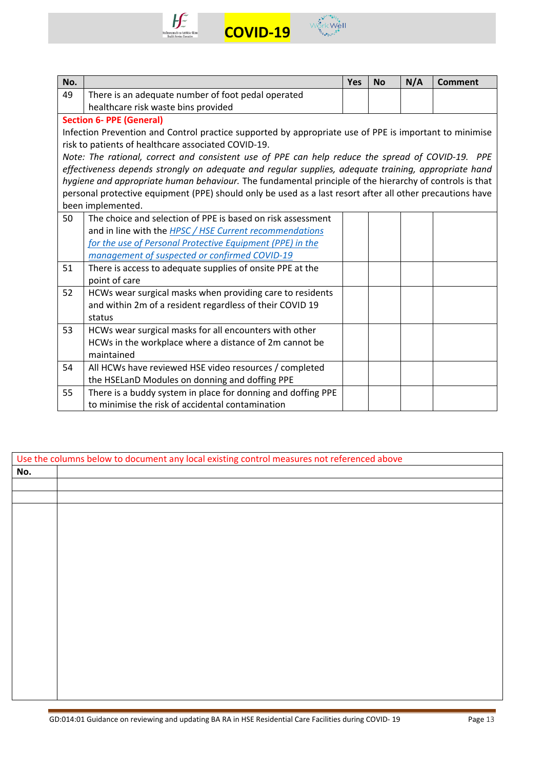| No. | | Yes | No | N/A | Comment |
|---|---|---|---|---|---|
| 49 | There is an adequate number of foot pedal operated healthcare risk waste bins provided | | | | |
| **Section 6- PPE (General)** Infection Prevention and Control practice supported by appropriate use of PPE is important to minimise risk to patients of healthcare associated COVID-19. *Note: The rational, correct and consistent use of PPE can help reduce the spread of COVID-19. PPE effectiveness depends strongly on adequate and regular supplies, adequate training, appropriate hand hygiene and appropriate human behaviour.* The fundamental principle of the hierarchy of controls is that personal protective equipment (PPE) should only be used as a last resort after all other precautions have been implemented. | | | | | |
| 50 | The choice and selection of PPE is based on risk assessment and in line with the *HPSC / HSE Current recommendations for the use of Personal Protective Equipment (PPE) in the management of suspected or confirmed COVID-19* | | | | |
| 51 | There is access to adequate supplies of onsite PPE at the point of care | | | | |
| 52 | HCWs wear surgical masks when providing care to residents and within 2m of a resident regardless of their COVID 19 status | | | | |
| 53 | HCWs wear surgical masks for all encounters with other HCWs in the workplace where a distance of 2m cannot be maintained | | | | |
| 54 | All HCWs have reviewed HSE video resources / completed the HSELanD Modules on donning and doffing PPE | | | | |
| 55 | There is a buddy system in place for donning and doffing PPE to minimise the risk of accidental contamination | | | | |

Use the columns below to document any local existing control measures not referenced above

| No. | |
|---|---|
| | |
| | |
| | |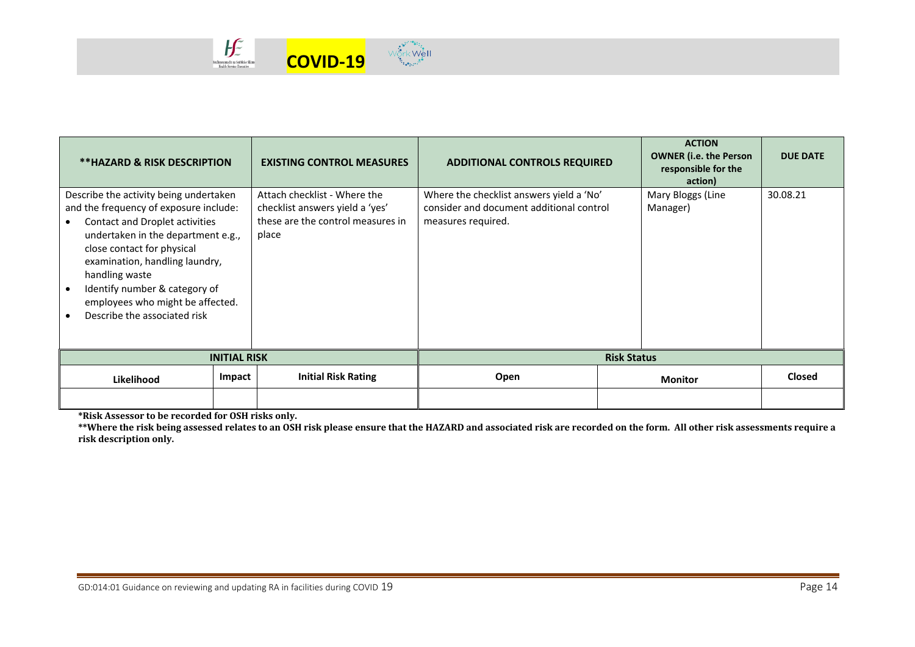| **\*\*HAZARD & RISK DESCRIPTION** | | **EXISTING CONTROL MEASURES** | **ADDITIONAL CONTROLS REQUIRED** | | **ACTION OWNER (i.e. the Person responsible for the action)** | **DUE DATE** |
|---|---|---|---|---|---|---|
| Describe the activity being undertaken and the frequency of exposure include:<br>• Contact and Droplet activities undertaken in the department e.g., close contact for physical examination, handling laundry, handling waste<br>• Identify number & category of employees who might be affected.<br>• Describe the associated risk | | Attach checklist - Where the checklist answers yield a 'yes' these are the control measures in place | Where the checklist answers yield a 'No' consider and document additional control measures required. | | Mary Bloggs (Line Manager) | 30.08.21 |
| **INITIAL RISK** | | | **Risk Status** | | | |
| **Likelihood** | **Impact** | **Initial Risk Rating** | **Open** | **Monitor** | | **Closed** |
| | | | | | | |

**\*Risk Assessor to be recorded for OSH risks only.**

**\*\*Where the risk being assessed relates to an OSH risk please ensure that the HAZARD and associated risk are recorded on the form. All other risk assessments require a risk description only.**